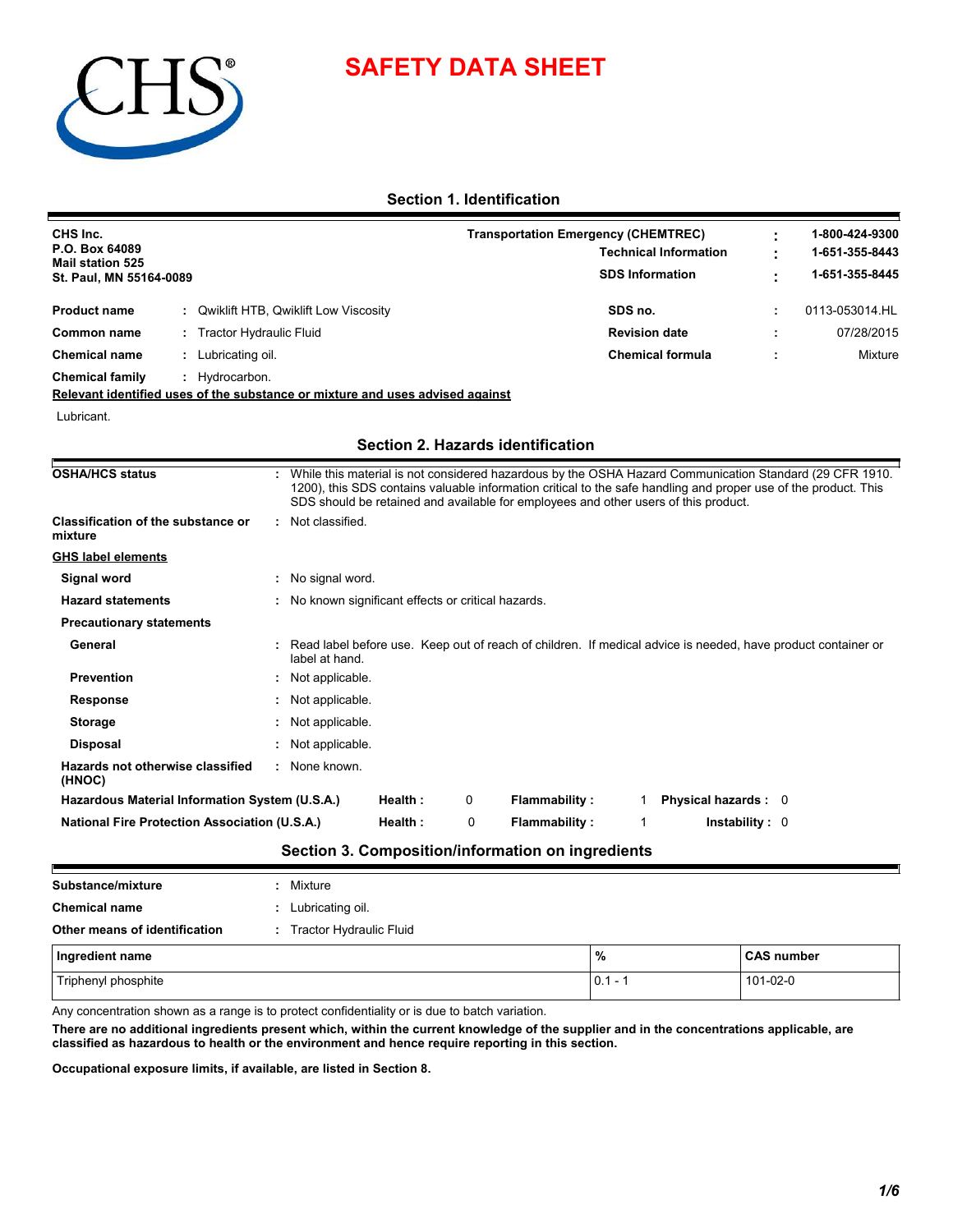# SAFETY DATA SHEET

## Section 1. Identification

**CHS Inc.**
**P.O. Box 64089**
**Mail station 525**
**St. Paul, MN 55164-0089**

| | | |
|---|---|---|
| **Transportation Emergency (CHEMTREC)** | : | **1-800-424-9300** |
| **Technical Information** | : | **1-651-355-8443** |
| **SDS Information** | : | **1-651-355-8445** |

| | | | | |
|---|---|---|---|---|
| **Product name** | : Qwiklift HTB, Qwiklift Low Viscosity | **SDS no.** | : | 0113-053014.HL |
| **Common name** | : Tractor Hydraulic Fluid | **Revision date** | : | 07/28/2015 |
| **Chemical name** | : Lubricating oil. | **Chemical formula** | : | Mixture |
| **Chemical family** | : Hydrocarbon. | | | |

**Relevant identified uses of the substance or mixture and uses advised against**

Lubricant.

## Section 2. Hazards identification

**OSHA/HCS status** : While this material is not considered hazardous by the OSHA Hazard Communication Standard (29 CFR 1910.1200), this SDS contains valuable information critical to the safe handling and proper use of the product. This SDS should be retained and available for employees and other users of this product.

**Classification of the substance or mixture** : Not classified.

**GHS label elements**

**Signal word** : No signal word.

**Hazard statements** : No known significant effects or critical hazards.

**Precautionary statements**

**General** : Read label before use. Keep out of reach of children. If medical advice is needed, have product container or label at hand.

**Prevention** : Not applicable.

**Response** : Not applicable.

**Storage** : Not applicable.

**Disposal** : Not applicable.

**Hazards not otherwise classified (HNOC)** : None known.

| | | | | | | |
|---|---|---|---|---|---|---|
| **Hazardous Material Information System (U.S.A.)** | **Health :** | 0 | **Flammability :** | 1 | **Physical hazards :** | 0 |
| **National Fire Protection Association (U.S.A.)** | **Health :** | 0 | **Flammability :** | 1 | **Instability :** | 0 |

## Section 3. Composition/information on ingredients

**Substance/mixture** : Mixture

**Chemical name** : Lubricating oil.

**Other means of identification** : Tractor Hydraulic Fluid

| Ingredient name | % | CAS number |
|---|---|---|
| Triphenyl phosphite | 0.1 - 1 | 101-02-0 |

Any concentration shown as a range is to protect confidentiality or is due to batch variation.

**There are no additional ingredients present which, within the current knowledge of the supplier and in the concentrations applicable, are classified as hazardous to health or the environment and hence require reporting in this section.**

**Occupational exposure limits, if available, are listed in Section 8.**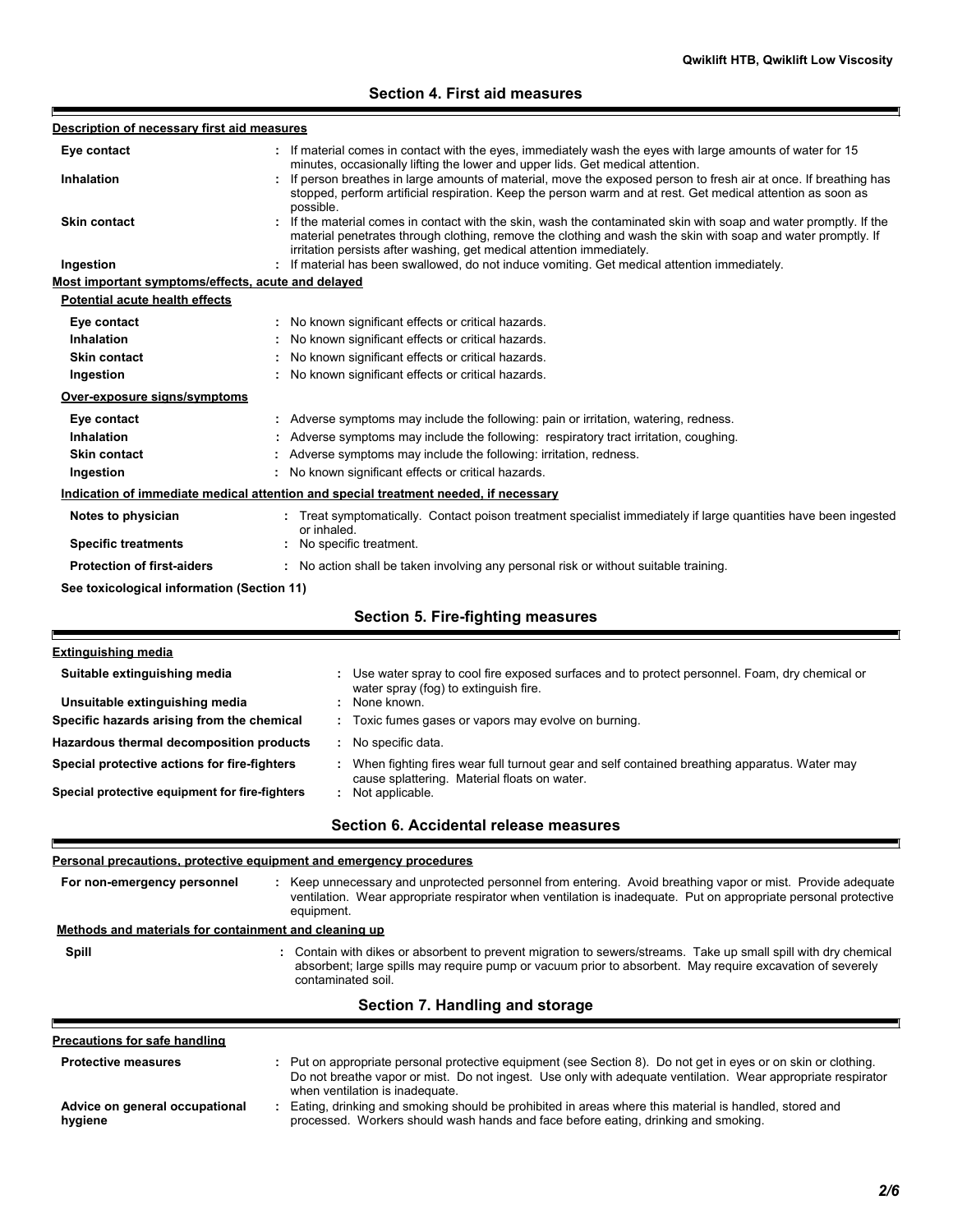## Section 4. First aid measures

**Description of necessary first aid measures**

| | |
|---|---|
| **Eye contact** | : If material comes in contact with the eyes, immediately wash the eyes with large amounts of water for 15 minutes, occasionally lifting the lower and upper lids. Get medical attention. |
| **Inhalation** | : If person breathes in large amounts of material, move the exposed person to fresh air at once. If breathing has stopped, perform artificial respiration. Keep the person warm and at rest. Get medical attention as soon as possible. |
| **Skin contact** | : If the material comes in contact with the skin, wash the contaminated skin with soap and water promptly. If the material penetrates through clothing, remove the clothing and wash the skin with soap and water promptly. If irritation persists after washing, get medical attention immediately. |
| **Ingestion** | : If material has been swallowed, do not induce vomiting. Get medical attention immediately. |

**Most important symptoms/effects, acute and delayed**

**Potential acute health effects**

| | |
|---|---|
| **Eye contact** | : No known significant effects or critical hazards. |
| **Inhalation** | : No known significant effects or critical hazards. |
| **Skin contact** | : No known significant effects or critical hazards. |
| **Ingestion** | : No known significant effects or critical hazards. |

**Over-exposure signs/symptoms**

| | |
|---|---|
| **Eye contact** | : Adverse symptoms may include the following: pain or irritation, watering, redness. |
| **Inhalation** | : Adverse symptoms may include the following: respiratory tract irritation, coughing. |
| **Skin contact** | : Adverse symptoms may include the following: irritation, redness. |
| **Ingestion** | : No known significant effects or critical hazards. |

**Indication of immediate medical attention and special treatment needed, if necessary**

| | |
|---|---|
| **Notes to physician** | : Treat symptomatically. Contact poison treatment specialist immediately if large quantities have been ingested or inhaled. |
| **Specific treatments** | : No specific treatment. |
| **Protection of first-aiders** | : No action shall be taken involving any personal risk or without suitable training. |

**See toxicological information (Section 11)**

## Section 5. Fire-fighting measures

**Extinguishing media**

| | |
|---|---|
| **Suitable extinguishing media** | : Use water spray to cool fire exposed surfaces and to protect personnel. Foam, dry chemical or water spray (fog) to extinguish fire. |
| **Unsuitable extinguishing media** | : None known. |
| **Specific hazards arising from the chemical** | : Toxic fumes gases or vapors may evolve on burning. |
| **Hazardous thermal decomposition products** | : No specific data. |
| **Special protective actions for fire-fighters** | : When fighting fires wear full turnout gear and self contained breathing apparatus. Water may cause splattering. Material floats on water. |
| **Special protective equipment for fire-fighters** | : Not applicable. |

## Section 6. Accidental release measures

**Personal precautions, protective equipment and emergency procedures**

| | |
|---|---|
| **For non-emergency personnel** | : Keep unnecessary and unprotected personnel from entering. Avoid breathing vapor or mist. Provide adequate ventilation. Wear appropriate respirator when ventilation is inadequate. Put on appropriate personal protective equipment. |

**Methods and materials for containment and cleaning up**

| | |
|---|---|
| **Spill** | : Contain with dikes or absorbent to prevent migration to sewers/streams. Take up small spill with dry chemical absorbent; large spills may require pump or vacuum prior to absorbent. May require excavation of severely contaminated soil. |

## Section 7. Handling and storage

**Precautions for safe handling**

| | |
|---|---|
| **Protective measures** | : Put on appropriate personal protective equipment (see Section 8). Do not get in eyes or on skin or clothing. Do not breathe vapor or mist. Do not ingest. Use only with adequate ventilation. Wear appropriate respirator when ventilation is inadequate. |
| **Advice on general occupational hygiene** | : Eating, drinking and smoking should be prohibited in areas where this material is handled, stored and processed. Workers should wash hands and face before eating, drinking and smoking. |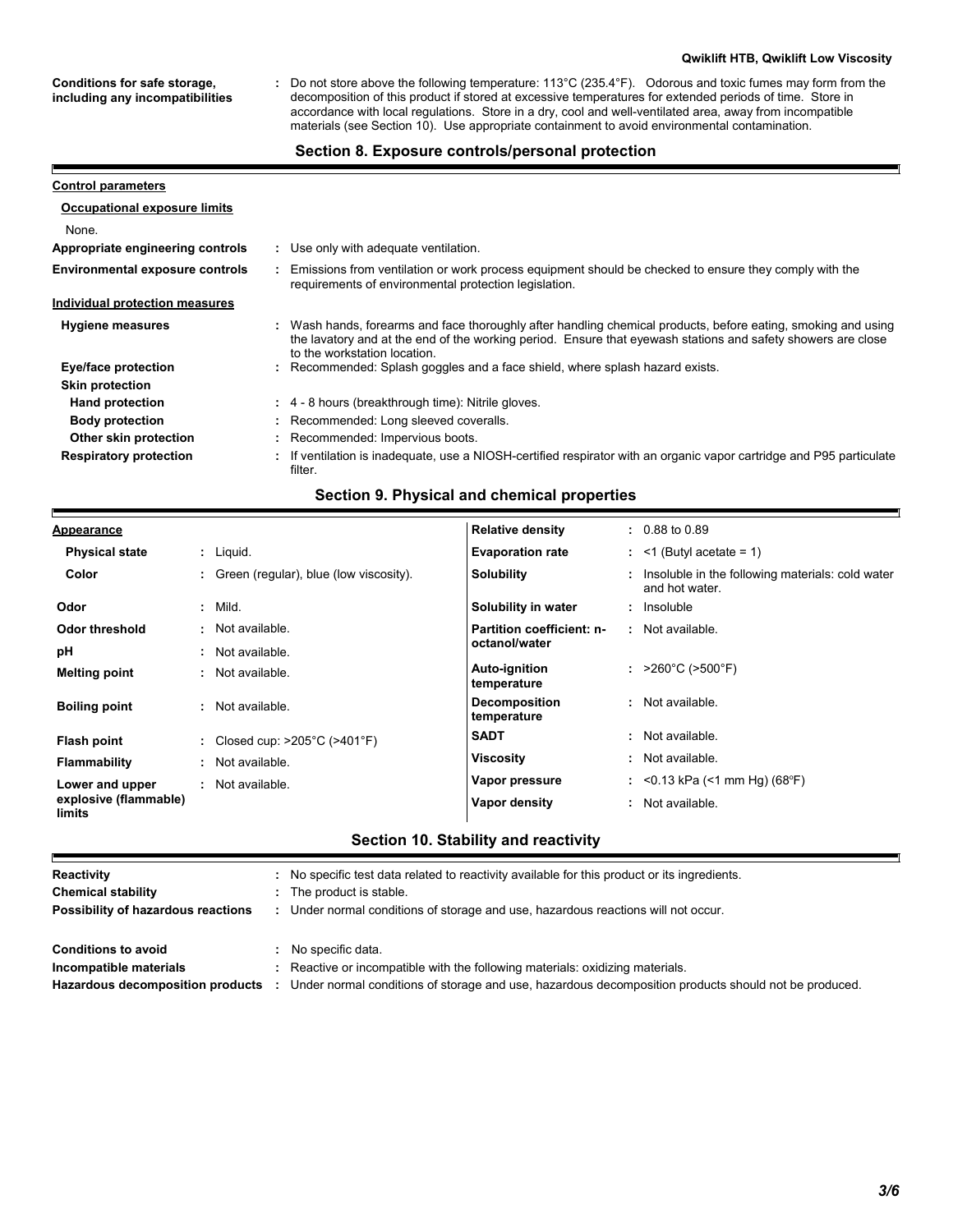| | |
|---|---|
| **Conditions for safe storage, including any incompatibilities** | : Do not store above the following temperature: 113°C (235.4°F). Odorous and toxic fumes may form from the decomposition of this product if stored at excessive temperatures for extended periods of time. Store in accordance with local regulations. Store in a dry, cool and well-ventilated area, away from incompatible materials (see Section 10). Use appropriate containment to avoid environmental contamination. |

## Section 8. Exposure controls/personal protection

**Control parameters**

**Occupational exposure limits**

None.

| | |
|---|---|
| **Appropriate engineering controls** | : Use only with adequate ventilation. |
| **Environmental exposure controls** | : Emissions from ventilation or work process equipment should be checked to ensure they comply with the requirements of environmental protection legislation. |

**Individual protection measures**

| | |
|---|---|
| **Hygiene measures** | : Wash hands, forearms and face thoroughly after handling chemical products, before eating, smoking and using the lavatory and at the end of the working period. Ensure that eyewash stations and safety showers are close to the workstation location. |
| **Eye/face protection** | : Recommended: Splash goggles and a face shield, where splash hazard exists. |
| **Skin protection** | |
| **Hand protection** | : 4 - 8 hours (breakthrough time): Nitrile gloves. |
| **Body protection** | : Recommended: Long sleeved coveralls. |
| **Other skin protection** | : Recommended: Impervious boots. |
| **Respiratory protection** | : If ventilation is inadequate, use a NIOSH-certified respirator with an organic vapor cartridge and P95 particulate filter. |

## Section 9. Physical and chemical properties

| | | | |
|---|---|---|---|
| **Appearance** | | **Relative density** | : 0.88 to 0.89 |
| **Physical state** | : Liquid. | **Evaporation rate** | : <1 (Butyl acetate = 1) |
| **Color** | : Green (regular), blue (low viscosity). | **Solubility** | : Insoluble in the following materials: cold water and hot water. |
| **Odor** | : Mild. | **Solubility in water** | : Insoluble |
| **Odor threshold** | : Not available. | **Partition coefficient: n-octanol/water** | : Not available. |
| **pH** | : Not available. | | |
| **Melting point** | : Not available. | **Auto-ignition temperature** | : >260°C (>500°F) |
| **Boiling point** | : Not available. | **Decomposition temperature** | : Not available. |
| **Flash point** | : Closed cup: >205°C (>401°F) | **SADT** | : Not available. |
| **Flammability** | : Not available. | **Viscosity** | : Not available. |
| **Lower and upper explosive (flammable) limits** | : Not available. | **Vapor pressure** | : <0.13 kPa (<1 mm Hg) (68°F) |
| | | **Vapor density** | : Not available. |

## Section 10. Stability and reactivity

| | |
|---|---|
| **Reactivity** | : No specific test data related to reactivity available for this product or its ingredients. |
| **Chemical stability** | : The product is stable. |
| **Possibility of hazardous reactions** | : Under normal conditions of storage and use, hazardous reactions will not occur. |
| **Conditions to avoid** | : No specific data. |
| **Incompatible materials** | : Reactive or incompatible with the following materials: oxidizing materials. |
| **Hazardous decomposition products** | : Under normal conditions of storage and use, hazardous decomposition products should not be produced. |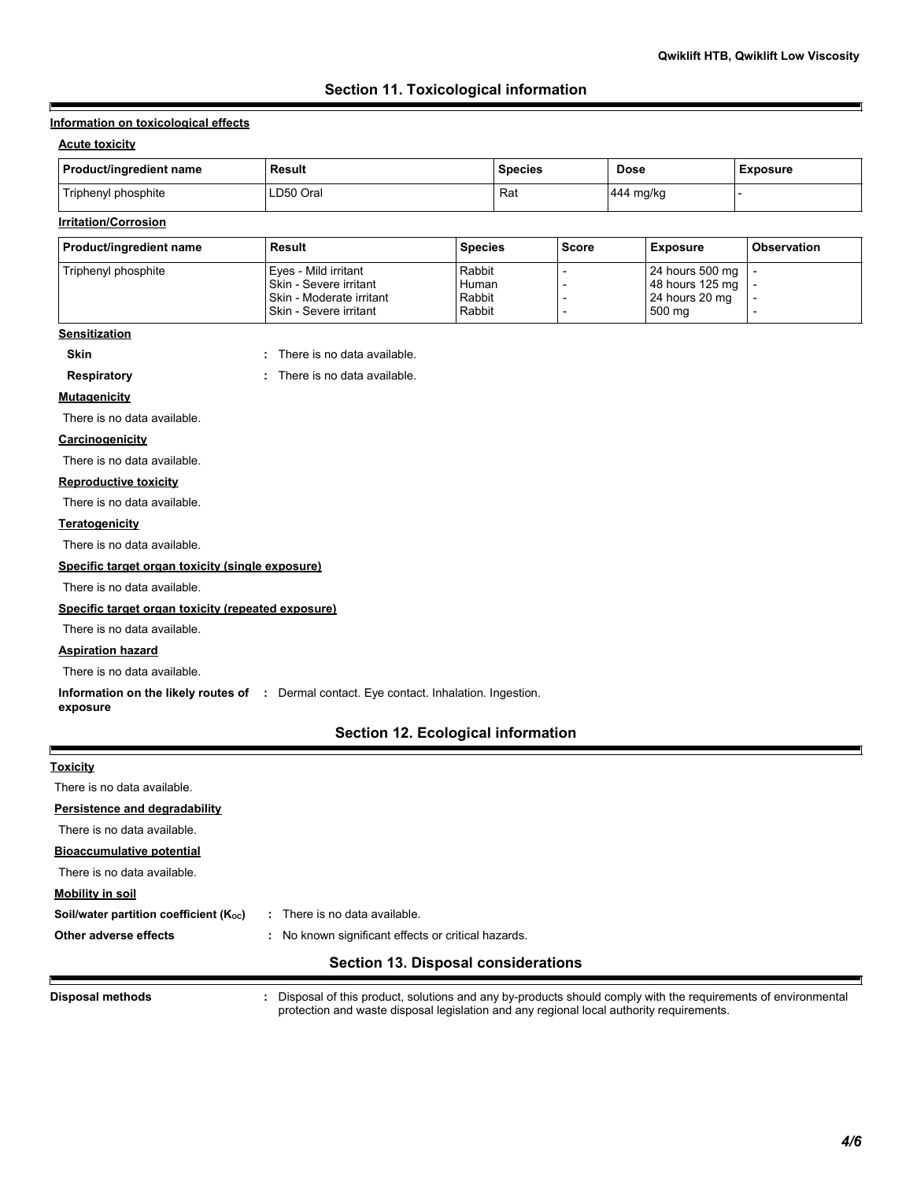## Section 11. Toxicological information

**Information on toxicological effects**

**Acute toxicity**

| Product/ingredient name | Result | Species | Dose | Exposure |
|---|---|---|---|---|
| Triphenyl phosphite | LD50 Oral | Rat | 444 mg/kg | - |

**Irritation/Corrosion**

| Product/ingredient name | Result | Species | Score | Exposure | Observation |
|---|---|---|---|---|---|
| Triphenyl phosphite | Eyes - Mild irritant | Rabbit | - | 24 hours 500 mg | - |
| | Skin - Severe irritant | Human | - | 48 hours 125 mg | - |
| | Skin - Moderate irritant | Rabbit | - | 24 hours 20 mg | - |
| | Skin - Severe irritant | Rabbit | - | 500 mg | - |

**Sensitization**

**Skin** : There is no data available.

**Respiratory** : There is no data available.

**Mutagenicity**

There is no data available.

**Carcinogenicity**

There is no data available.

**Reproductive toxicity**

There is no data available.

**Teratogenicity**

There is no data available.

**Specific target organ toxicity (single exposure)**

There is no data available.

**Specific target organ toxicity (repeated exposure)**

There is no data available.

**Aspiration hazard**

There is no data available.

**Information on the likely routes of exposure** : Dermal contact. Eye contact. Inhalation. Ingestion.

## Section 12. Ecological information

**Toxicity**

There is no data available.

**Persistence and degradability**

There is no data available.

**Bioaccumulative potential**

There is no data available.

**Mobility in soil**

**Soil/water partition coefficient ($K_{OC}$)** : There is no data available.

**Other adverse effects** : No known significant effects or critical hazards.

## Section 13. Disposal considerations

**Disposal methods** : Disposal of this product, solutions and any by-products should comply with the requirements of environmental protection and waste disposal legislation and any regional local authority requirements.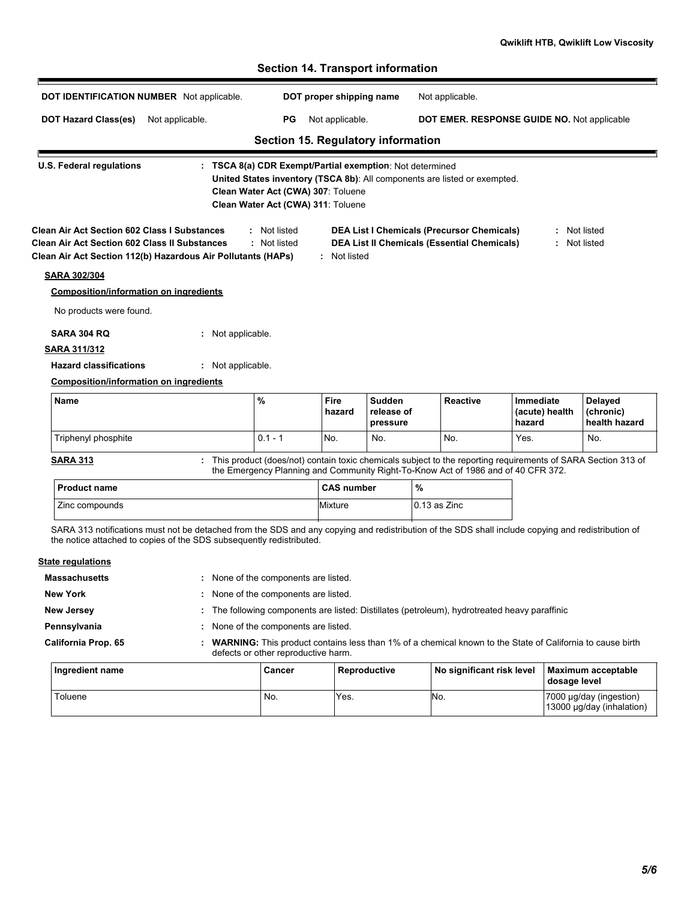## Section 14. Transport information

**DOT IDENTIFICATION NUMBER** Not applicable.

**DOT proper shipping name** Not applicable.

**DOT Hazard Class(es)** Not applicable.

**PG** Not applicable.

**DOT EMER. RESPONSE GUIDE NO.** Not applicable

## Section 15. Regulatory information

**U.S. Federal regulations** : **TSCA 8(a) CDR Exempt/Partial exemption**: Not determined
**United States inventory (TSCA 8b)**: All components are listed or exempted.
**Clean Water Act (CWA) 307**: Toluene
**Clean Water Act (CWA) 311**: Toluene

**Clean Air Act Section 602 Class I Substances** : Not listed

**Clean Air Act Section 602 Class II Substances** : Not listed

**Clean Air Act Section 112(b) Hazardous Air Pollutants (HAPs)** : Not listed

**DEA List I Chemicals (Precursor Chemicals)** : Not listed

**DEA List II Chemicals (Essential Chemicals)** : Not listed

**SARA 302/304**

**Composition/information on ingredients**

No products were found.

**SARA 304 RQ** : Not applicable.

**SARA 311/312**

**Hazard classifications** : Not applicable.

**Composition/information on ingredients**

| Name | % | Fire hazard | Sudden release of pressure | Reactive | Immediate (acute) health hazard | Delayed (chronic) health hazard |
|---|---|---|---|---|---|---|
| Triphenyl phosphite | 0.1 - 1 | No. | No. | No. | Yes. | No. |

**SARA 313** : This product (does/not) contain toxic chemicals subject to the reporting requirements of SARA Section 313 of the Emergency Planning and Community Right-To-Know Act of 1986 and of 40 CFR 372.

| Product name | CAS number | % |
|---|---|---|
| Zinc compounds | Mixture | 0.13 as Zinc |

SARA 313 notifications must not be detached from the SDS and any copying and redistribution of the SDS shall include copying and redistribution of the notice attached to copies of the SDS subsequently redistributed.

**State regulations**

**Massachusetts** : None of the components are listed.

**New York** : None of the components are listed.

**New Jersey** : The following components are listed: Distillates (petroleum), hydrotreated heavy paraffinic

**Pennsylvania** : None of the components are listed.

**California Prop. 65** : **WARNING:** This product contains less than 1% of a chemical known to the State of California to cause birth defects or other reproductive harm.

| Ingredient name | Cancer | Reproductive | No significant risk level | Maximum acceptable dosage level |
|---|---|---|---|---|
| Toluene | No. | Yes. | No. | 7000 µg/day (ingestion) 13000 µg/day (inhalation) |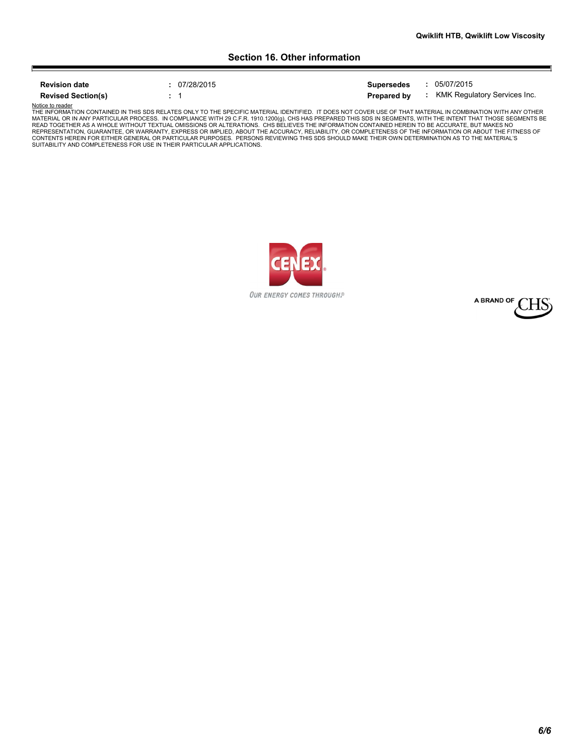## Section 16. Other information

| | | | |
|---|---|---|---|
| **Revision date** | : 07/28/2015 | **Supersedes** | : 05/07/2015 |
| **Revised Section(s)** | : 1 | **Prepared by** | : KMK Regulatory Services Inc. |

Notice to reader

THE INFORMATION CONTAINED IN THIS SDS RELATES ONLY TO THE SPECIFIC MATERIAL IDENTIFIED. IT DOES NOT COVER USE OF THAT MATERIAL IN COMBINATION WITH ANY OTHER MATERIAL OR IN ANY PARTICULAR PROCESS. IN COMPLIANCE WITH 29 C.F.R. 1910.1200(g), CHS HAS PREPARED THIS SDS IN SEGMENTS, WITH THE INTENT THAT THOSE SEGMENTS BE READ TOGETHER AS A WHOLE WITHOUT TEXTUAL OMISSIONS OR ALTERATIONS. CHS BELIEVES THE INFORMATION CONTAINED HEREIN TO BE ACCURATE, BUT MAKES NO REPRESENTATION, GUARANTEE, OR WARRANTY, EXPRESS OR IMPLIED, ABOUT THE ACCURACY, RELIABILITY, OR COMPLETENESS OF THE INFORMATION OR ABOUT THE FITNESS OF CONTENTS HEREIN FOR EITHER GENERAL OR PARTICULAR PURPOSES. PERSONS REVIEWING THIS SDS SHOULD MAKE THEIR OWN DETERMINATION AS TO THE MATERIAL'S SUITABILITY AND COMPLETENESS FOR USE IN THEIR PARTICULAR APPLICATIONS.

CENEX®

*OUR ENERGY COMES THROUGH.®*

A BRAND OF CHS®